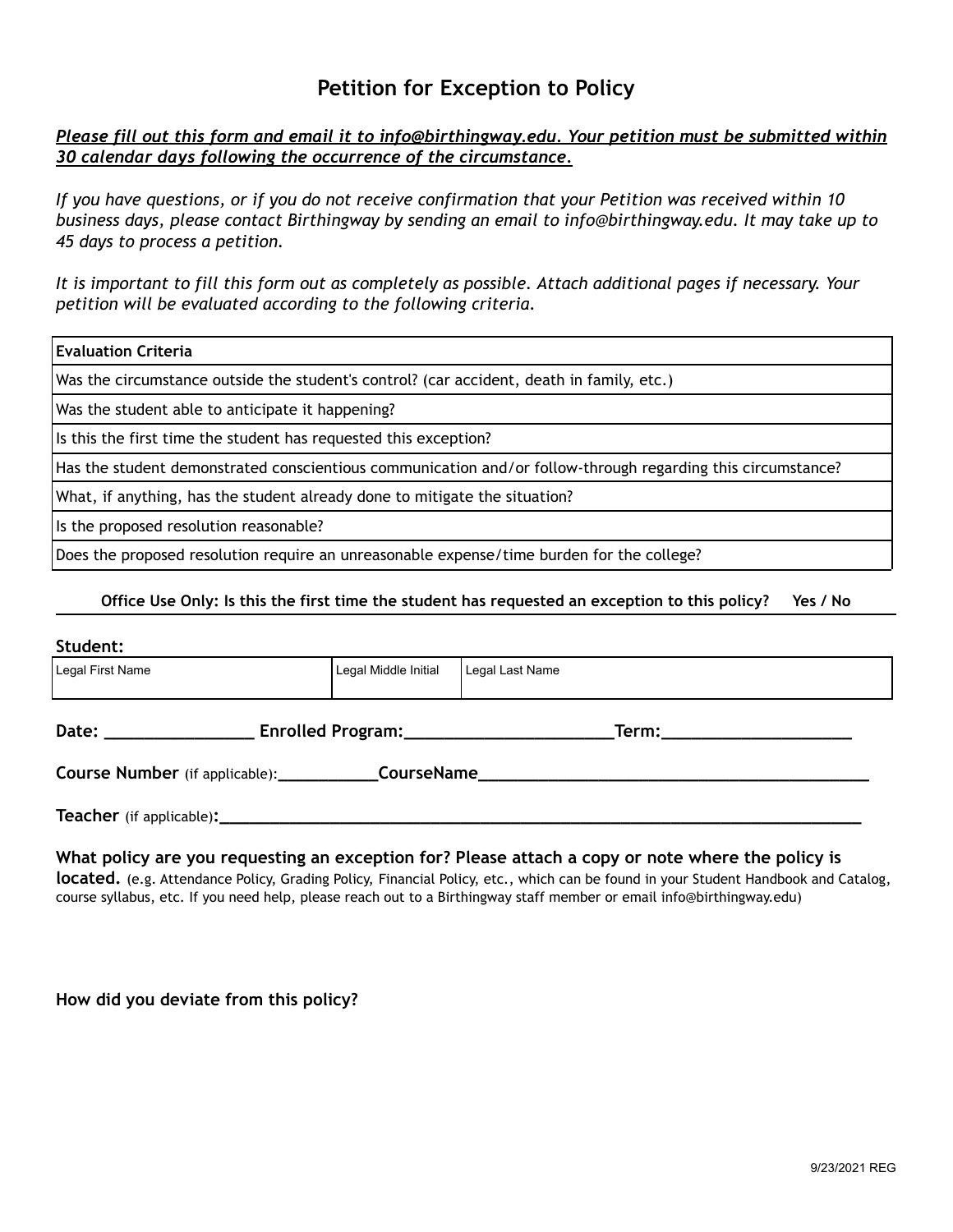# Petition for Exception to Policy

***Please fill out this form and email it to info@birthingway.edu. Your petition must be submitted within 30 calendar days following the occurrence of the circumstance.***

*If you have questions, or if you do not receive confirmation that your Petition was received within 10 business days, please contact Birthingway by sending an email to info@birthingway.edu. It may take up to 45 days to process a petition.*

*It is important to fill this form out as completely as possible. Attach additional pages if necessary. Your petition will be evaluated according to the following criteria.*

| **Evaluation Criteria** |
|---|
| Was the circumstance outside the student's control? (car accident, death in family, etc.) |
| Was the student able to anticipate it happening? |
| Is this the first time the student has requested this exception? |
| Has the student demonstrated conscientious communication and/or follow-through regarding this circumstance? |
| What, if anything, has the student already done to mitigate the situation? |
| Is the proposed resolution reasonable? |
| Does the proposed resolution require an unreasonable expense/time burden for the college? |

**Office Use Only: Is this the first time the student has requested an exception to this policy? Yes / No**

**Student:**

| Legal First Name | Legal Middle Initial | Legal Last Name |
|---|---|---|
| | | |

**Date:** ________________ **Enrolled Program:**______________________**Term:**____________________

**Course Number** (if applicable):__________**CourseName**_________________________________________

**Teacher** (if applicable)**:**_____________________________________________________________________

**What policy are you requesting an exception for? Please attach a copy or note where the policy is located.** (e.g. Attendance Policy, Grading Policy, Financial Policy, etc., which can be found in your Student Handbook and Catalog, course syllabus, etc. If you need help, please reach out to a Birthingway staff member or email info@birthingway.edu)

**How did you deviate from this policy?**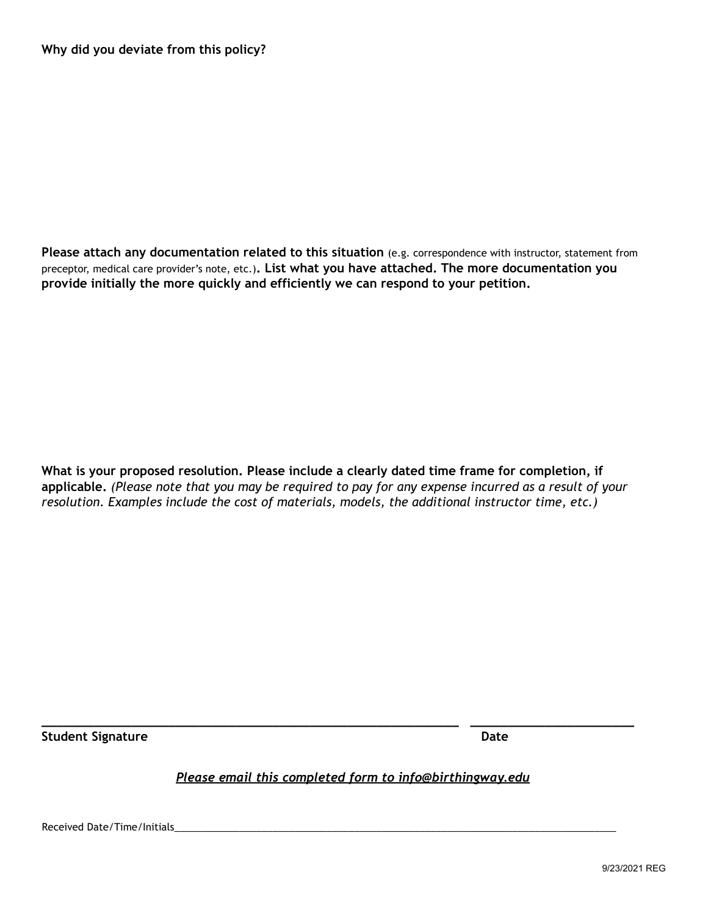**Why did you deviate from this policy?**

**Please attach any documentation related to this situation** (e.g. correspondence with instructor, statement from preceptor, medical care provider's note, etc.)**. List what you have attached. The more documentation you provide initially the more quickly and efficiently we can respond to your petition.**

**What is your proposed resolution. Please include a clearly dated time frame for completion, if applicable.** *(Please note that you may be required to pay for any expense incurred as a result of your resolution. Examples include the cost of materials, models, the additional instructor time, etc.)*

________________________________________________________________ _________________________

**Student Signature** **Date**

***Please email this completed form to info@birthingway.edu***

Received Date/Time/Initials_______________________________________________________________________________

9/23/2021 REG